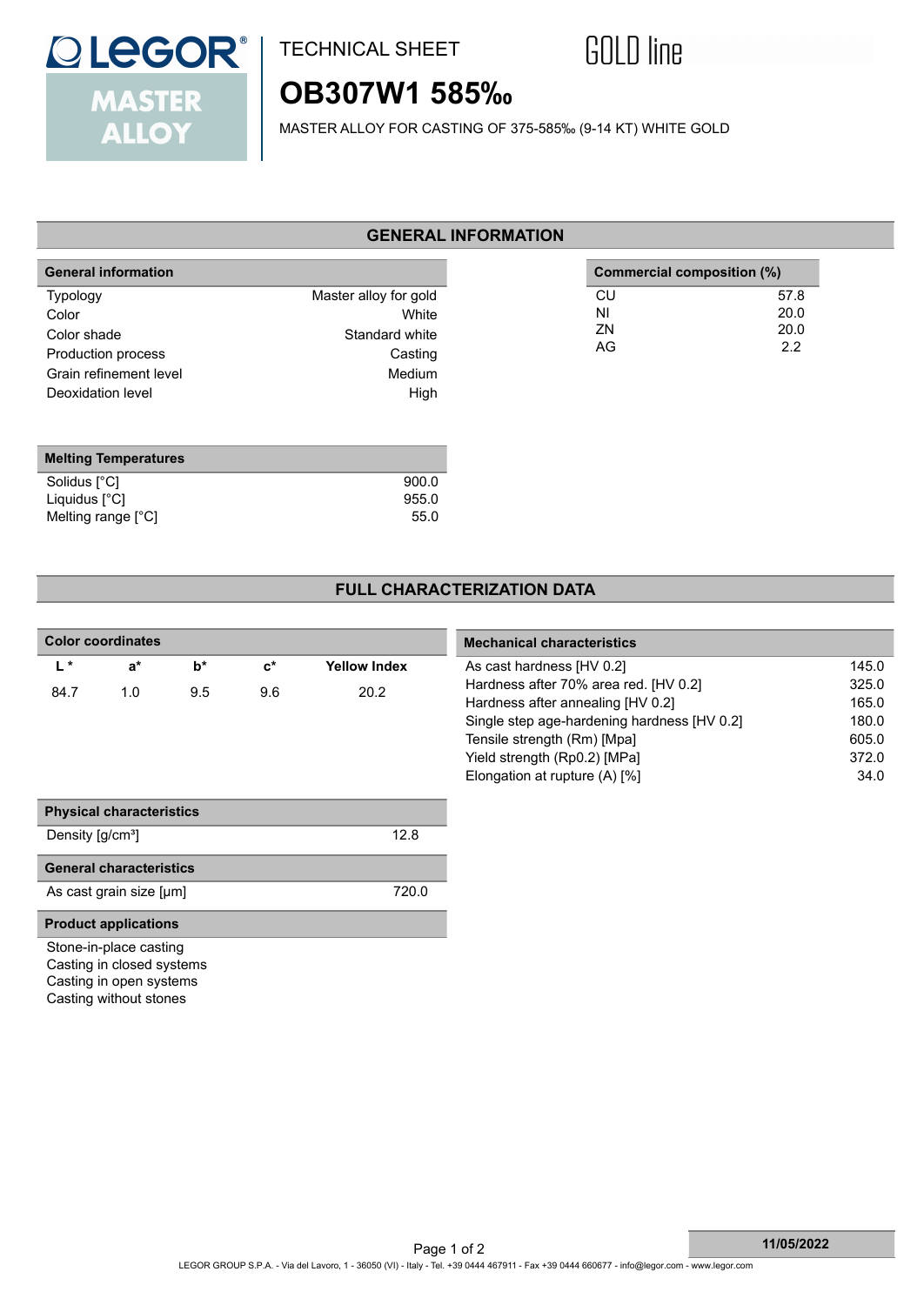LEGOR MASTER ALLOY

TECHNICAL SHEET

GOLD line

# OB307W1 585‰

MASTER ALLOY FOR CASTING OF 375-585‰ (9-14 KT) WHITE GOLD

## GENERAL INFORMATION

| General information | |
|---|---|
| Typology | Master alloy for gold |
| Color | White |
| Color shade | Standard white |
| Production process | Casting |
| Grain refinement level | Medium |
| Deoxidation level | High |

| Commercial composition (%) | |
|---|---|
| CU | 57.8 |
| NI | 20.0 |
| ZN | 20.0 |
| AG | 2.2 |

| Melting Temperatures | |
|---|---|
| Solidus [°C] | 900.0 |
| Liquidus [°C] | 955.0 |
| Melting range [°C] | 55.0 |

## FULL CHARACTERIZATION DATA

| Color coordinates | | | | |
|---|---|---|---|---|
| L * | a* | b* | c* | Yellow Index |
| 84.7 | 1.0 | 9.5 | 9.6 | 20.2 |

| Mechanical characteristics | |
|---|---|
| As cast hardness [HV 0.2] | 145.0 |
| Hardness after 70% area red. [HV 0.2] | 325.0 |
| Hardness after annealing [HV 0.2] | 165.0 |
| Single step age-hardening hardness [HV 0.2] | 180.0 |
| Tensile strength (Rm) [Mpa] | 605.0 |
| Yield strength (Rp0.2) [MPa] | 372.0 |
| Elongation at rupture (A) [%] | 34.0 |

| Physical characteristics | |
|---|---|
| Density [g/cm³] | 12.8 |

| General characteristics | |
|---|---|
| As cast grain size [µm] | 720.0 |

**Product applications**

- Stone-in-place casting
- Casting in closed systems
- Casting in open systems
- Casting without stones

11/05/2022

LEGOR GROUP S.P.A. - Via del Lavoro, 1 - 36050 (VI) - Italy - Tel. +39 0444 467911 - Fax +39 0444 660677 - info@legor.com - www.legor.com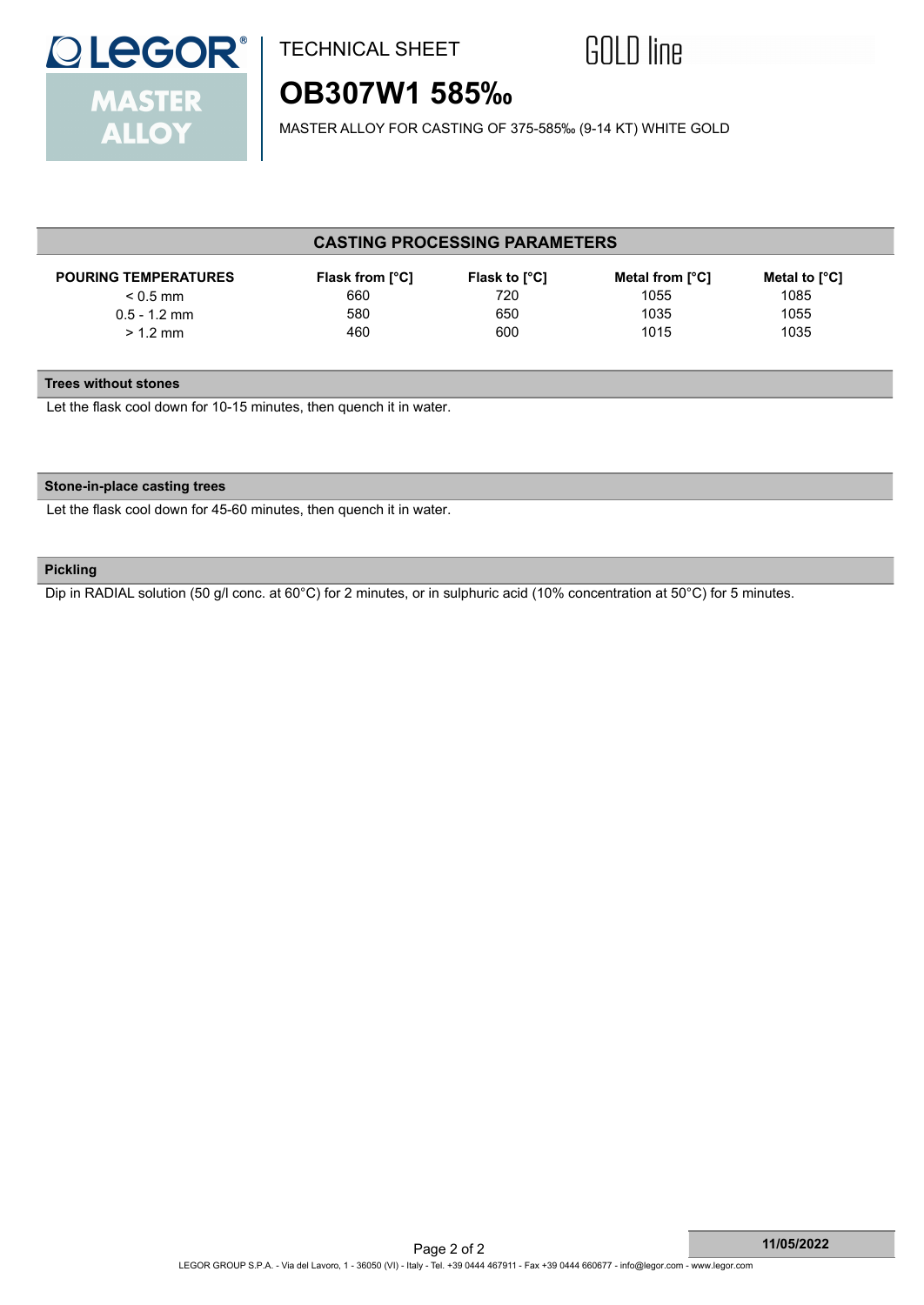TECHNICAL SHEET

GOLD line

# OB307W1 585‰

MASTER ALLOY FOR CASTING OF 375-585‰ (9-14 KT) WHITE GOLD

## CASTING PROCESSING PARAMETERS

| POURING TEMPERATURES | Flask from [°C] | Flask to [°C] | Metal from [°C] | Metal to [°C] |
|---|---|---|---|---|
| < 0.5 mm | 660 | 720 | 1055 | 1085 |
| 0.5 - 1.2 mm | 580 | 650 | 1035 | 1055 |
| > 1.2 mm | 460 | 600 | 1015 | 1035 |

### Trees without stones

Let the flask cool down for 10-15 minutes, then quench it in water.

### Stone-in-place casting trees

Let the flask cool down for 45-60 minutes, then quench it in water.

### Pickling

Dip in RADIAL solution (50 g/l conc. at 60°C) for 2 minutes, or in sulphuric acid (10% concentration at 50°C) for 5 minutes.

11/05/2022

LEGOR GROUP S.P.A. - Via del Lavoro, 1 - 36050 (VI) - Italy - Tel. +39 0444 467911 - Fax +39 0444 660677 - info@legor.com - www.legor.com